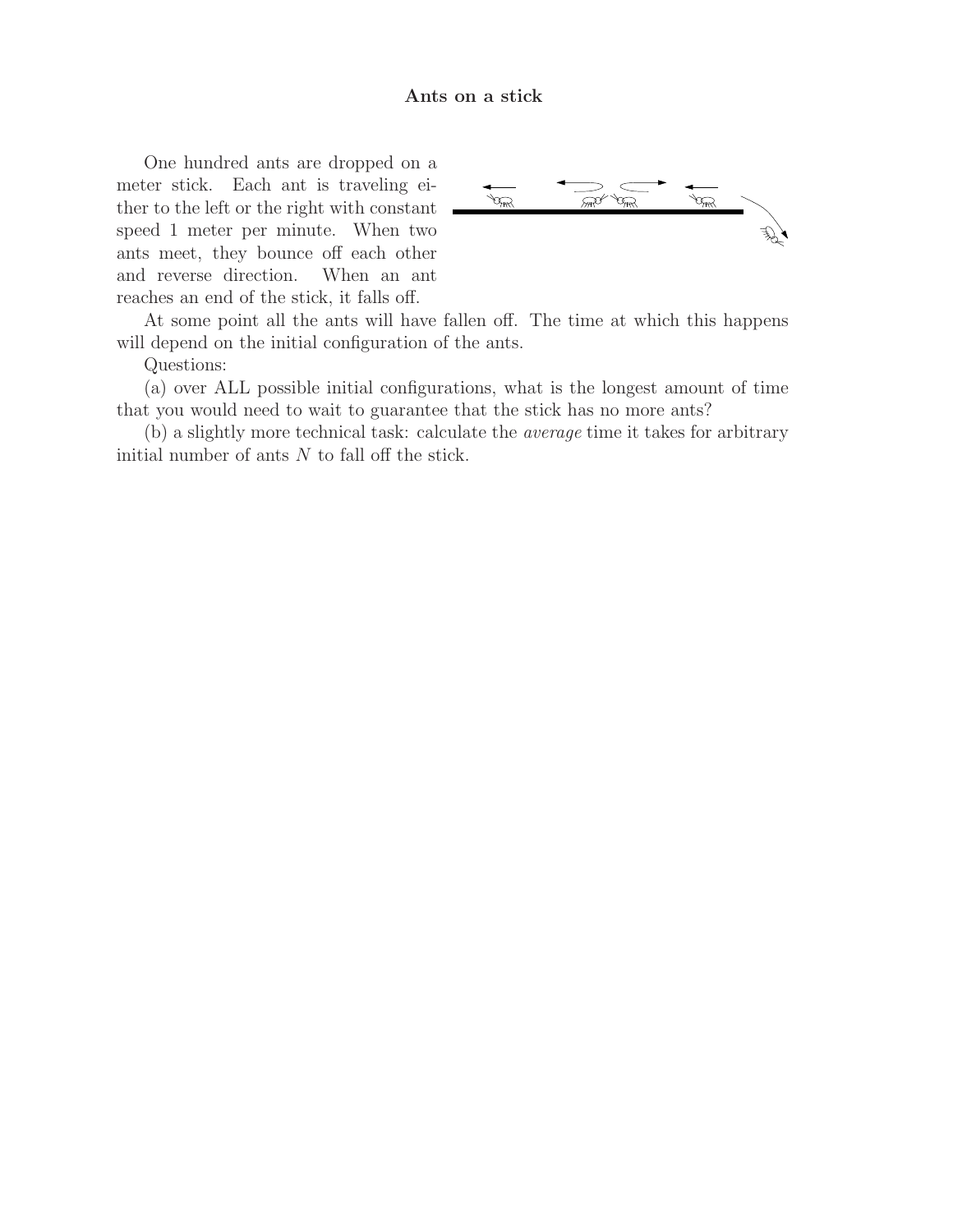# Ants on a stick

One hundred ants are dropped on a meter stick. Each ant is traveling either to the left or the right with constant speed 1 meter per minute. When two ants meet, they bounce off each other and reverse direction. When an ant reaches an end of the stick, it falls off.

At some point all the ants will have fallen off. The time at which this happens will depend on the initial configuration of the ants.

Questions:

(a) over ALL possible initial configurations, what is the longest amount of time that you would need to wait to guarantee that the stick has no more ants?

(b) a slightly more technical task: calculate the *average* time it takes for arbitrary initial number of ants $N$ to fall off the stick.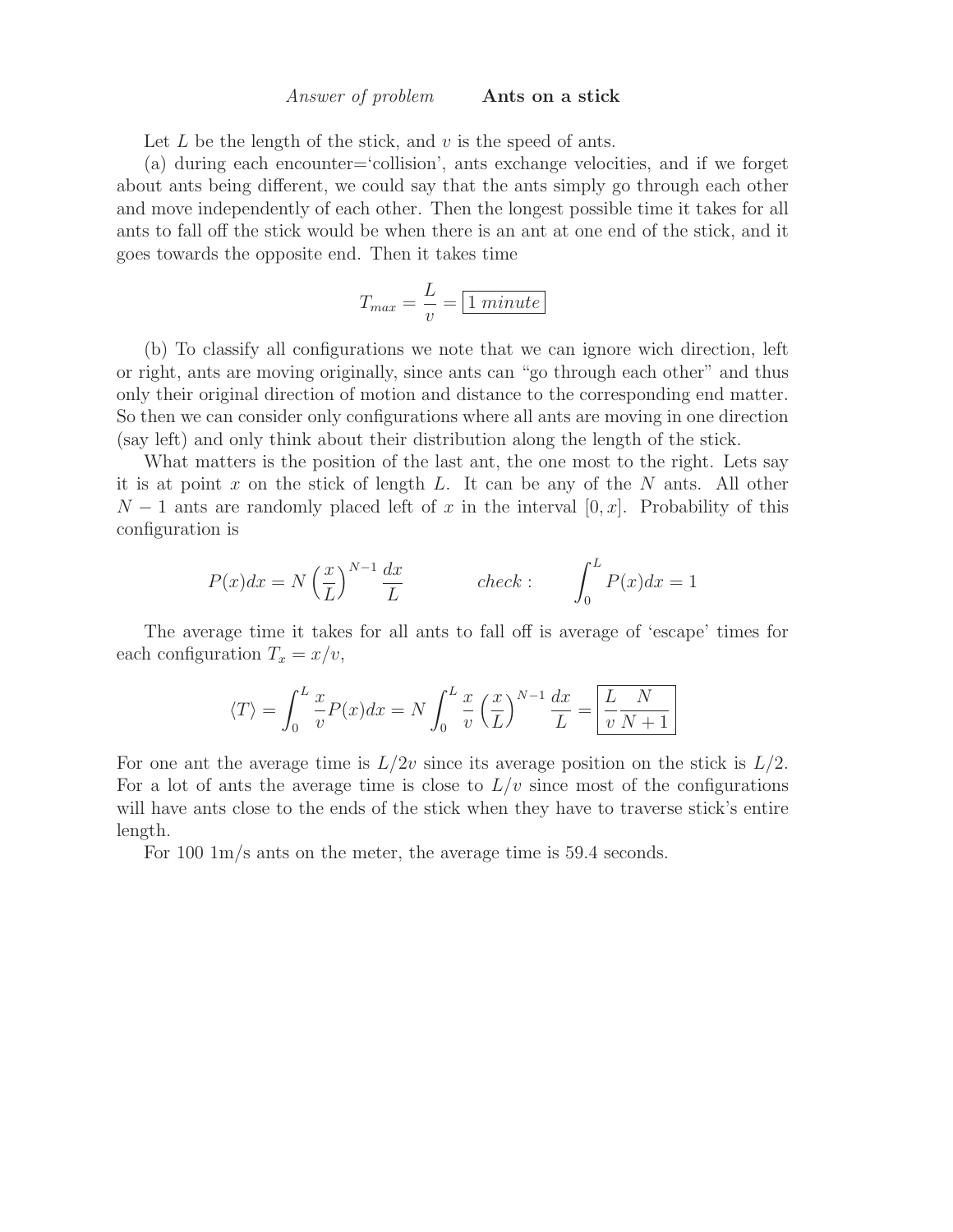*Answer of problem* **Ants on a stick**

Let $L$ be the length of the stick, and $v$ is the speed of ants.

(a) during each encounter='collision', ants exchange velocities, and if we forget about ants being different, we could say that the ants simply go through each other and move independently of each other. Then the longest possible time it takes for all ants to fall off the stick would be when there is an ant at one end of the stick, and it goes towards the opposite end. Then it takes time

$$T_{max} = \frac{L}{v} = \boxed{1\ minute}$$

(b) To classify all configurations we note that we can ignore wich direction, left or right, ants are moving originally, since ants can "go through each other" and thus only their original direction of motion and distance to the corresponding end matter. So then we can consider only configurations where all ants are moving in one direction (say left) and only think about their distribution along the length of the stick.

What matters is the position of the last ant, the one most to the right. Lets say it is at point $x$ on the stick of length $L$. It can be any of the $N$ ants. All other $N-1$ ants are randomly placed left of $x$ in the interval $[0, x]$. Probability of this configuration is

$$P(x)dx = N\left(\frac{x}{L}\right)^{N-1}\frac{dx}{L} \qquad\qquad check: \quad \int_0^L P(x)dx = 1$$

The average time it takes for all ants to fall off is average of 'escape' times for each configuration $T_x = x/v$,

$$\langle T\rangle = \int_0^L \frac{x}{v}P(x)dx = N\int_0^L \frac{x}{v}\left(\frac{x}{L}\right)^{N-1}\frac{dx}{L} = \boxed{\frac{L}{v}\frac{N}{N+1}}$$

For one ant the average time is $L/2v$ since its average position on the stick is $L/2$. For a lot of ants the average time is close to $L/v$ since most of the configurations will have ants close to the ends of the stick when they have to traverse stick's entire length.

For 100 1m/s ants on the meter, the average time is 59.4 seconds.